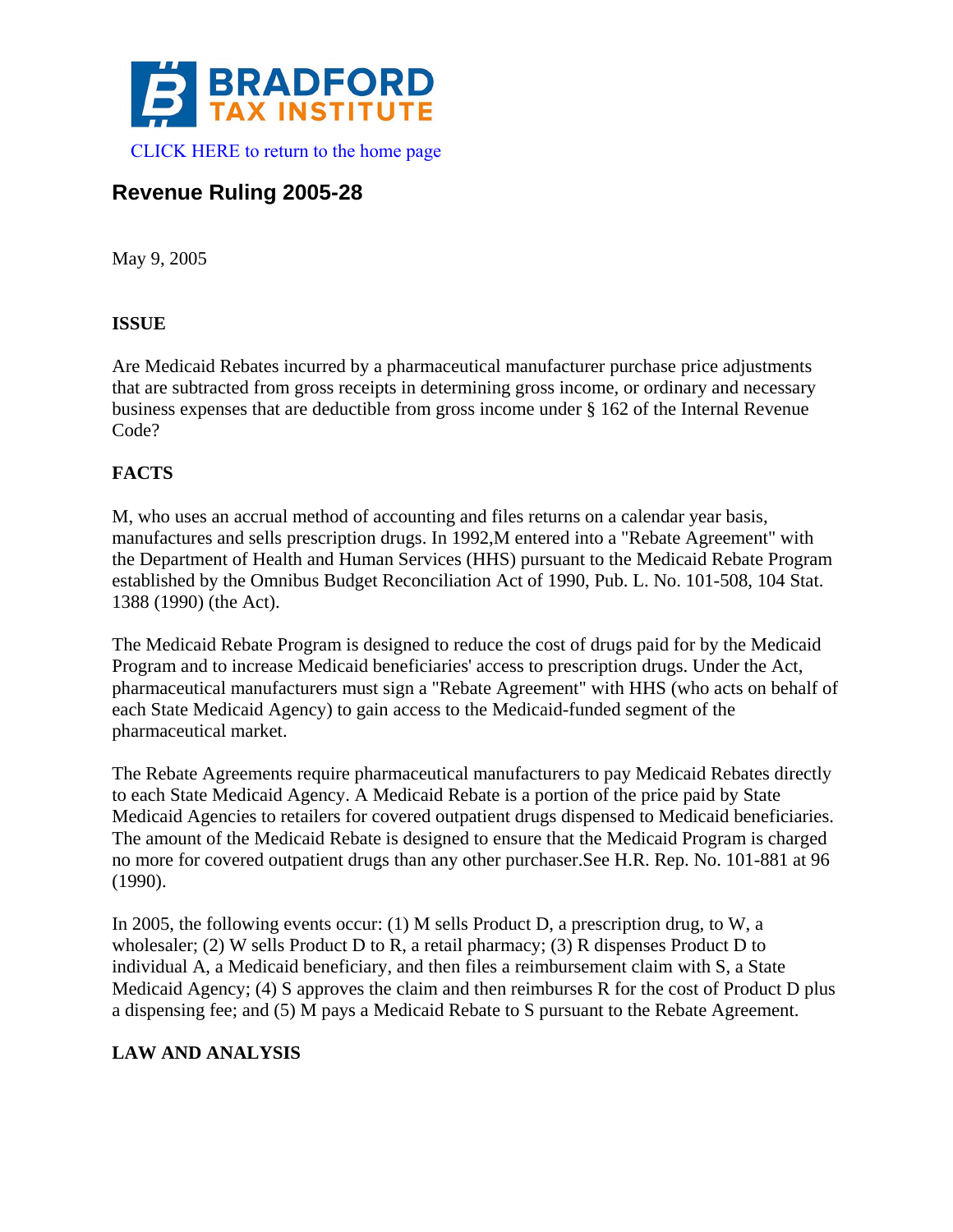BRADFORD TAX INSTITUTE

CLICK HERE to return to the home page

# Revenue Ruling 2005-28

May 9, 2005

## ISSUE

Are Medicaid Rebates incurred by a pharmaceutical manufacturer purchase price adjustments that are subtracted from gross receipts in determining gross income, or ordinary and necessary business expenses that are deductible from gross income under § 162 of the Internal Revenue Code?

## FACTS

M, who uses an accrual method of accounting and files returns on a calendar year basis, manufactures and sells prescription drugs. In 1992,M entered into a "Rebate Agreement" with the Department of Health and Human Services (HHS) pursuant to the Medicaid Rebate Program established by the Omnibus Budget Reconciliation Act of 1990, Pub. L. No. 101-508, 104 Stat. 1388 (1990) (the Act).

The Medicaid Rebate Program is designed to reduce the cost of drugs paid for by the Medicaid Program and to increase Medicaid beneficiaries' access to prescription drugs. Under the Act, pharmaceutical manufacturers must sign a "Rebate Agreement" with HHS (who acts on behalf of each State Medicaid Agency) to gain access to the Medicaid-funded segment of the pharmaceutical market.

The Rebate Agreements require pharmaceutical manufacturers to pay Medicaid Rebates directly to each State Medicaid Agency. A Medicaid Rebate is a portion of the price paid by State Medicaid Agencies to retailers for covered outpatient drugs dispensed to Medicaid beneficiaries. The amount of the Medicaid Rebate is designed to ensure that the Medicaid Program is charged no more for covered outpatient drugs than any other purchaser.See H.R. Rep. No. 101-881 at 96 (1990).

In 2005, the following events occur: (1) M sells Product D, a prescription drug, to W, a wholesaler; (2) W sells Product D to R, a retail pharmacy; (3) R dispenses Product D to individual A, a Medicaid beneficiary, and then files a reimbursement claim with S, a State Medicaid Agency; (4) S approves the claim and then reimburses R for the cost of Product D plus a dispensing fee; and (5) M pays a Medicaid Rebate to S pursuant to the Rebate Agreement.

## LAW AND ANALYSIS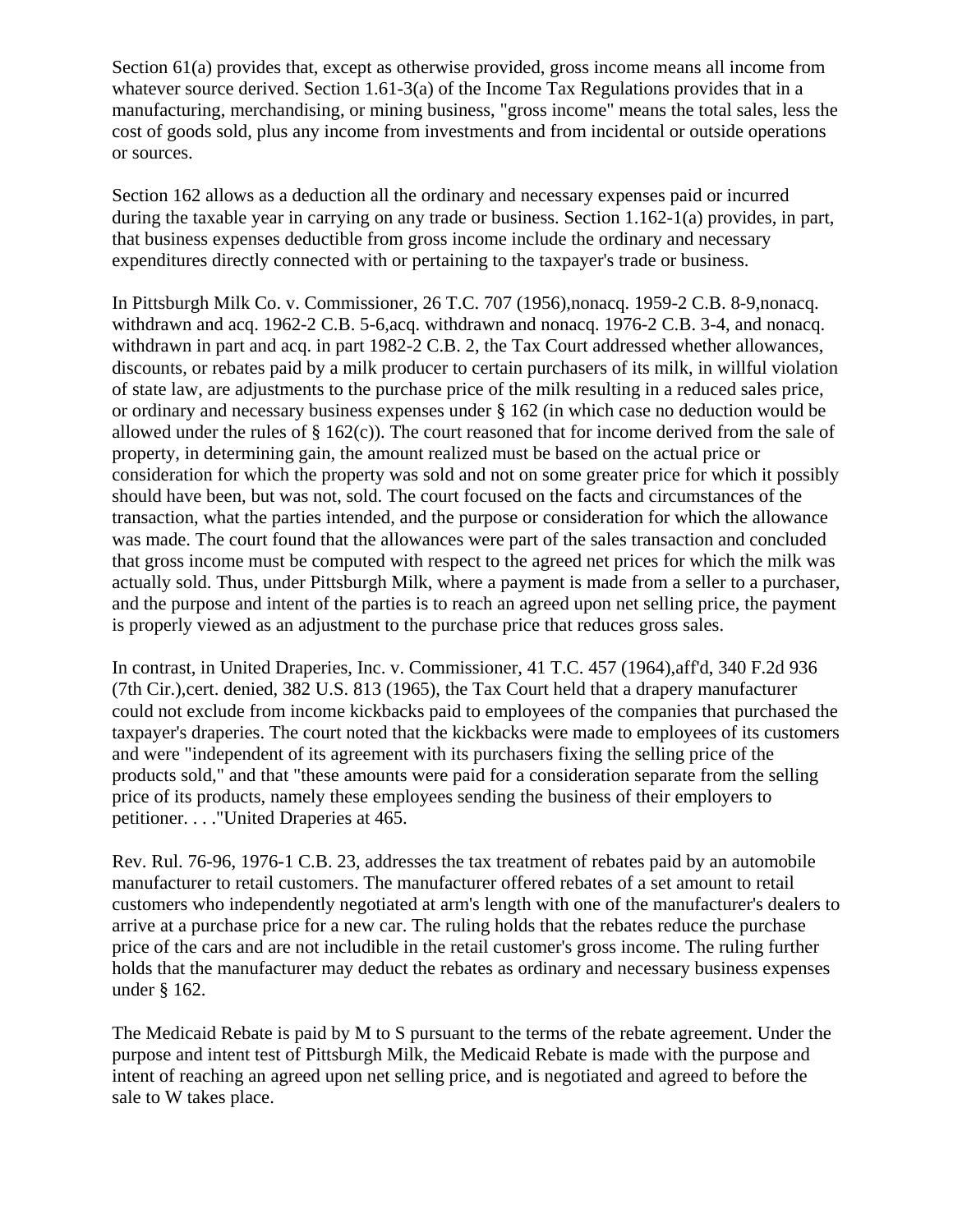Section 61(a) provides that, except as otherwise provided, gross income means all income from whatever source derived. Section 1.61-3(a) of the Income Tax Regulations provides that in a manufacturing, merchandising, or mining business, "gross income" means the total sales, less the cost of goods sold, plus any income from investments and from incidental or outside operations or sources.

Section 162 allows as a deduction all the ordinary and necessary expenses paid or incurred during the taxable year in carrying on any trade or business. Section 1.162-1(a) provides, in part, that business expenses deductible from gross income include the ordinary and necessary expenditures directly connected with or pertaining to the taxpayer's trade or business.

In Pittsburgh Milk Co. v. Commissioner, 26 T.C. 707 (1956),nonacq. 1959-2 C.B. 8-9,nonacq. withdrawn and acq. 1962-2 C.B. 5-6,acq. withdrawn and nonacq. 1976-2 C.B. 3-4, and nonacq. withdrawn in part and acq. in part 1982-2 C.B. 2, the Tax Court addressed whether allowances, discounts, or rebates paid by a milk producer to certain purchasers of its milk, in willful violation of state law, are adjustments to the purchase price of the milk resulting in a reduced sales price, or ordinary and necessary business expenses under § 162 (in which case no deduction would be allowed under the rules of § 162(c)). The court reasoned that for income derived from the sale of property, in determining gain, the amount realized must be based on the actual price or consideration for which the property was sold and not on some greater price for which it possibly should have been, but was not, sold. The court focused on the facts and circumstances of the transaction, what the parties intended, and the purpose or consideration for which the allowance was made. The court found that the allowances were part of the sales transaction and concluded that gross income must be computed with respect to the agreed net prices for which the milk was actually sold. Thus, under Pittsburgh Milk, where a payment is made from a seller to a purchaser, and the purpose and intent of the parties is to reach an agreed upon net selling price, the payment is properly viewed as an adjustment to the purchase price that reduces gross sales.

In contrast, in United Draperies, Inc. v. Commissioner, 41 T.C. 457 (1964),aff'd, 340 F.2d 936 (7th Cir.),cert. denied, 382 U.S. 813 (1965), the Tax Court held that a drapery manufacturer could not exclude from income kickbacks paid to employees of the companies that purchased the taxpayer's draperies. The court noted that the kickbacks were made to employees of its customers and were "independent of its agreement with its purchasers fixing the selling price of the products sold," and that "these amounts were paid for a consideration separate from the selling price of its products, namely these employees sending the business of their employers to petitioner. . . ."United Draperies at 465.

Rev. Rul. 76-96, 1976-1 C.B. 23, addresses the tax treatment of rebates paid by an automobile manufacturer to retail customers. The manufacturer offered rebates of a set amount to retail customers who independently negotiated at arm's length with one of the manufacturer's dealers to arrive at a purchase price for a new car. The ruling holds that the rebates reduce the purchase price of the cars and are not includible in the retail customer's gross income. The ruling further holds that the manufacturer may deduct the rebates as ordinary and necessary business expenses under § 162.

The Medicaid Rebate is paid by M to S pursuant to the terms of the rebate agreement. Under the purpose and intent test of Pittsburgh Milk, the Medicaid Rebate is made with the purpose and intent of reaching an agreed upon net selling price, and is negotiated and agreed to before the sale to W takes place.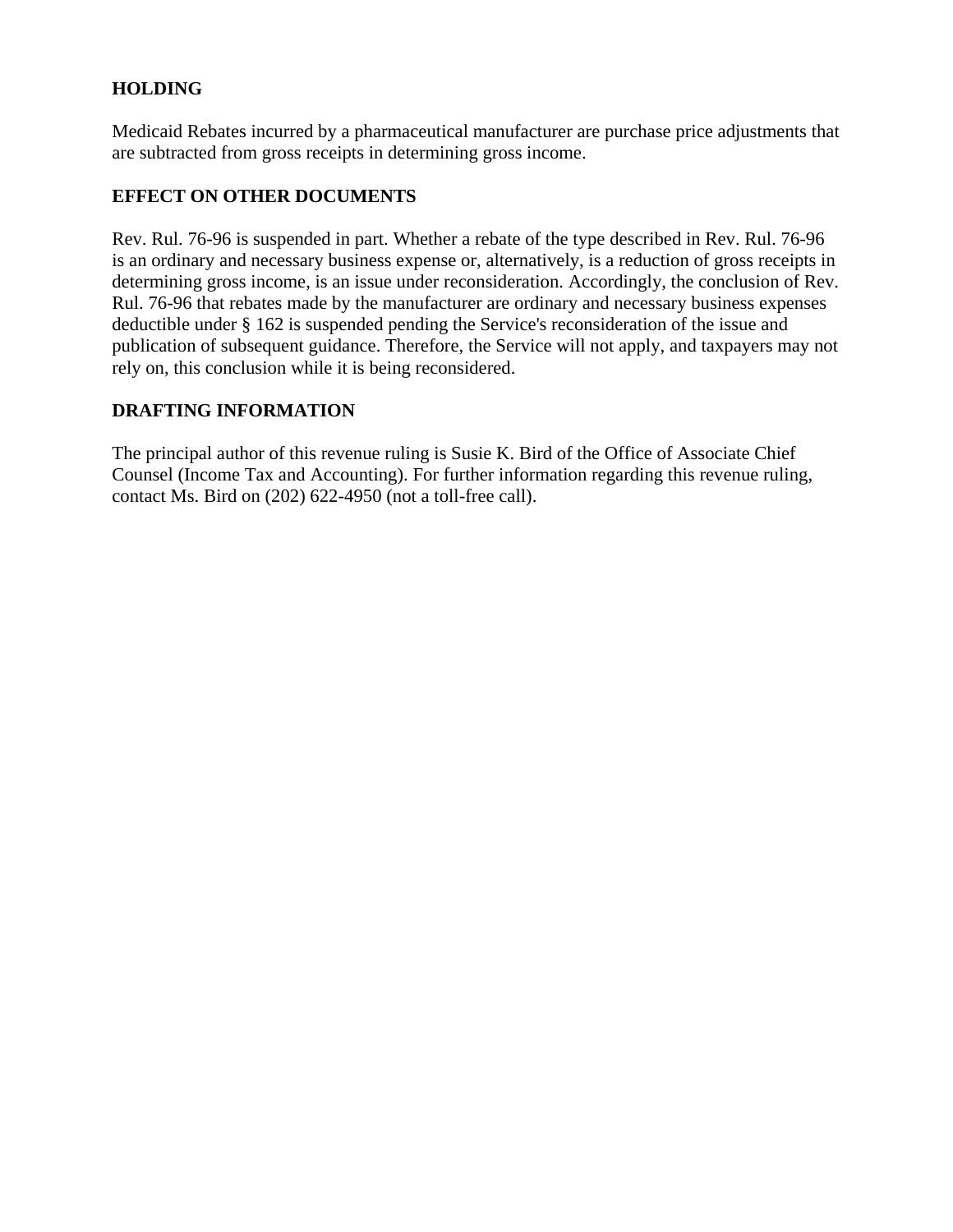## HOLDING

Medicaid Rebates incurred by a pharmaceutical manufacturer are purchase price adjustments that are subtracted from gross receipts in determining gross income.

## EFFECT ON OTHER DOCUMENTS

Rev. Rul. 76-96 is suspended in part. Whether a rebate of the type described in Rev. Rul. 76-96 is an ordinary and necessary business expense or, alternatively, is a reduction of gross receipts in determining gross income, is an issue under reconsideration. Accordingly, the conclusion of Rev. Rul. 76-96 that rebates made by the manufacturer are ordinary and necessary business expenses deductible under § 162 is suspended pending the Service's reconsideration of the issue and publication of subsequent guidance. Therefore, the Service will not apply, and taxpayers may not rely on, this conclusion while it is being reconsidered.

## DRAFTING INFORMATION

The principal author of this revenue ruling is Susie K. Bird of the Office of Associate Chief Counsel (Income Tax and Accounting). For further information regarding this revenue ruling, contact Ms. Bird on (202) 622-4950 (not a toll-free call).